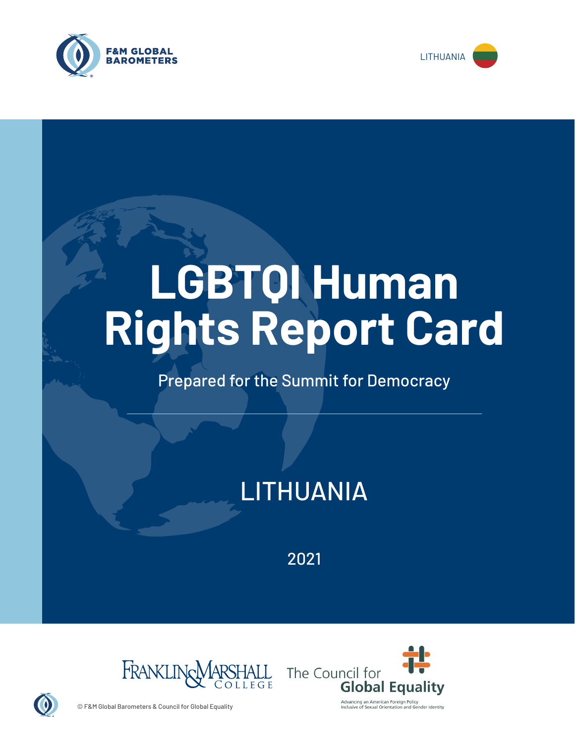F&M GLOBAL BAROMETERS

LITHUANIA

# LGBTQI Human Rights Report Card

Prepared for the Summit for Democracy

## LITHUANIA

2021

Franklin & Marshall College

The Council for Global Equality

Advancing an American Foreign Policy Inclusive of Sexual Orientation and Gender Identity

© F&M Global Barometers & Council for Global Equality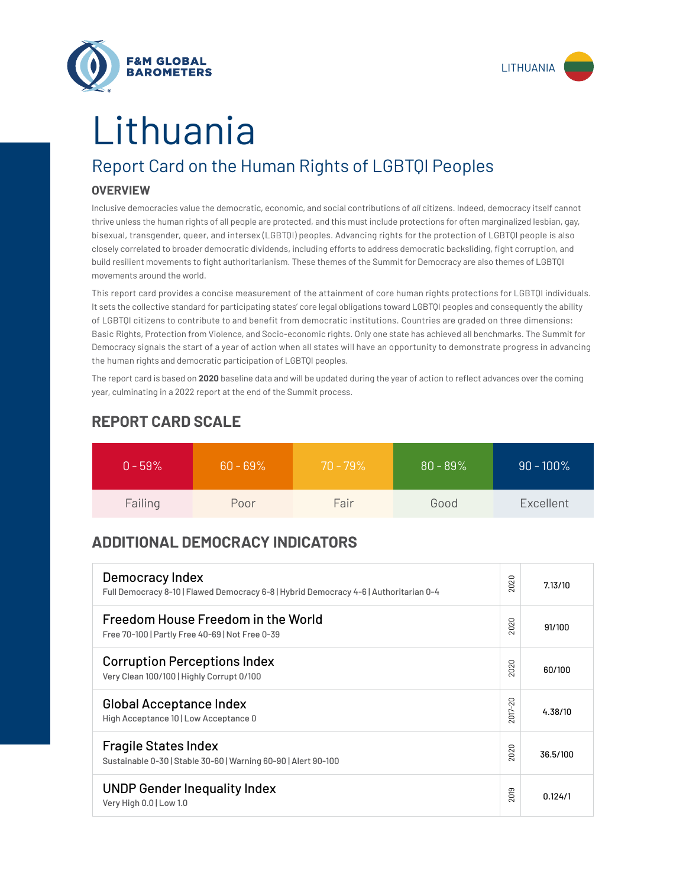# Lithuania

## Report Card on the Human Rights of LGBTQI Peoples

### OVERVIEW

Inclusive democracies value the democratic, economic, and social contributions of *all* citizens. Indeed, democracy itself cannot thrive unless the human rights of all people are protected, and this must include protections for often marginalized lesbian, gay, bisexual, transgender, queer, and intersex (LGBTQI) peoples. Advancing rights for the protection of LGBTQI people is also closely correlated to broader democratic dividends, including efforts to address democratic backsliding, fight corruption, and build resilient movements to fight authoritarianism. These themes of the Summit for Democracy are also themes of LGBTQI movements around the world.

This report card provides a concise measurement of the attainment of core human rights protections for LGBTQI individuals. It sets the collective standard for participating states' core legal obligations toward LGBTQI peoples and consequently the ability of LGBTQI citizens to contribute to and benefit from democratic institutions. Countries are graded on three dimensions: Basic Rights, Protection from Violence, and Socio-economic rights. Only one state has achieved all benchmarks. The Summit for Democracy signals the start of a year of action when all states will have an opportunity to demonstrate progress in advancing the human rights and democratic participation of LGBTQI peoples.

The report card is based on **2020** baseline data and will be updated during the year of action to reflect advances over the coming year, culminating in a 2022 report at the end of the Summit process.

## REPORT CARD SCALE

| 0 - 59% | 60 - 69% | 70 - 79% | 80 - 89% | 90 - 100% |
|---|---|---|---|---|
| Failing | Poor | Fair | Good | Excellent |

## ADDITIONAL DEMOCRACY INDICATORS

| Indicator | Year | Score |
|---|---|---|
| Democracy Index<br>Full Democracy 8-10 \| Flawed Democracy 6-8 \| Hybrid Democracy 4-6 \| Authoritarian 0-4 | 2020 | 7.13/10 |
| Freedom House Freedom in the World<br>Free 70-100 \| Partly Free 40-69 \| Not Free 0-39 | 2020 | 91/100 |
| Corruption Perceptions Index<br>Very Clean 100/100 \| Highly Corrupt 0/100 | 2020 | 60/100 |
| Global Acceptance Index<br>High Acceptance 10 \| Low Acceptance 0 | 2017-20 | 4.38/10 |
| Fragile States Index<br>Sustainable 0-30 \| Stable 30-60 \| Warning 60-90 \| Alert 90-100 | 2020 | 36.5/100 |
| UNDP Gender Inequality Index<br>Very High 0.0 \| Low 1.0 | 2019 | 0.124/1 |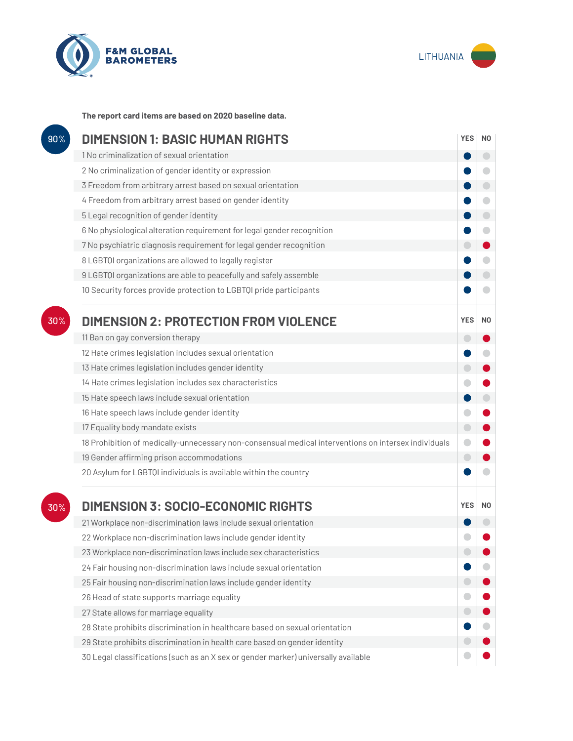F&M GLOBAL BAROMETERS

LITHUANIA

**The report card items are based on 2020 baseline data.**

## 90% DIMENSION 1: BASIC HUMAN RIGHTS

| Item | YES | NO |
|---|---|---|
| 1 No criminalization of sexual orientation | ● | |
| 2 No criminalization of gender identity or expression | ● | |
| 3 Freedom from arbitrary arrest based on sexual orientation | ● | |
| 4 Freedom from arbitrary arrest based on gender identity | ● | |
| 5 Legal recognition of gender identity | ● | |
| 6 No physiological alteration requirement for legal gender recognition | ● | |
| 7 No psychiatric diagnosis requirement for legal gender recognition | | ● |
| 8 LGBTQI organizations are allowed to legally register | ● | |
| 9 LGBTQI organizations are able to peacefully and safely assemble | ● | |
| 10 Security forces provide protection to LGBTQI pride participants | ● | |

## 30% DIMENSION 2: PROTECTION FROM VIOLENCE

| Item | YES | NO |
|---|---|---|
| 11 Ban on gay conversion therapy | | ● |
| 12 Hate crimes legislation includes sexual orientation | ● | |
| 13 Hate crimes legislation includes gender identity | | ● |
| 14 Hate crimes legislation includes sex characteristics | | ● |
| 15 Hate speech laws include sexual orientation | ● | |
| 16 Hate speech laws include gender identity | | ● |
| 17 Equality body mandate exists | | ● |
| 18 Prohibition of medically-unnecessary non-consensual medical interventions on intersex individuals | | ● |
| 19 Gender affirming prison accommodations | | ● |
| 20 Asylum for LGBTQI individuals is available within the country | ● | |

## 30% DIMENSION 3: SOCIO-ECONOMIC RIGHTS

| Item | YES | NO |
|---|---|---|
| 21 Workplace non-discrimination laws include sexual orientation | ● | |
| 22 Workplace non-discrimination laws include gender identity | | ● |
| 23 Workplace non-discrimination laws include sex characteristics | | ● |
| 24 Fair housing non-discrimination laws include sexual orientation | ● | |
| 25 Fair housing non-discrimination laws include gender identity | | ● |
| 26 Head of state supports marriage equality | | ● |
| 27 State allows for marriage equality | | ● |
| 28 State prohibits discrimination in healthcare based on sexual orientation | ● | |
| 29 State prohibits discrimination in health care based on gender identity | | ● |
| 30 Legal classifications (such as an X sex or gender marker) universally available | | ● |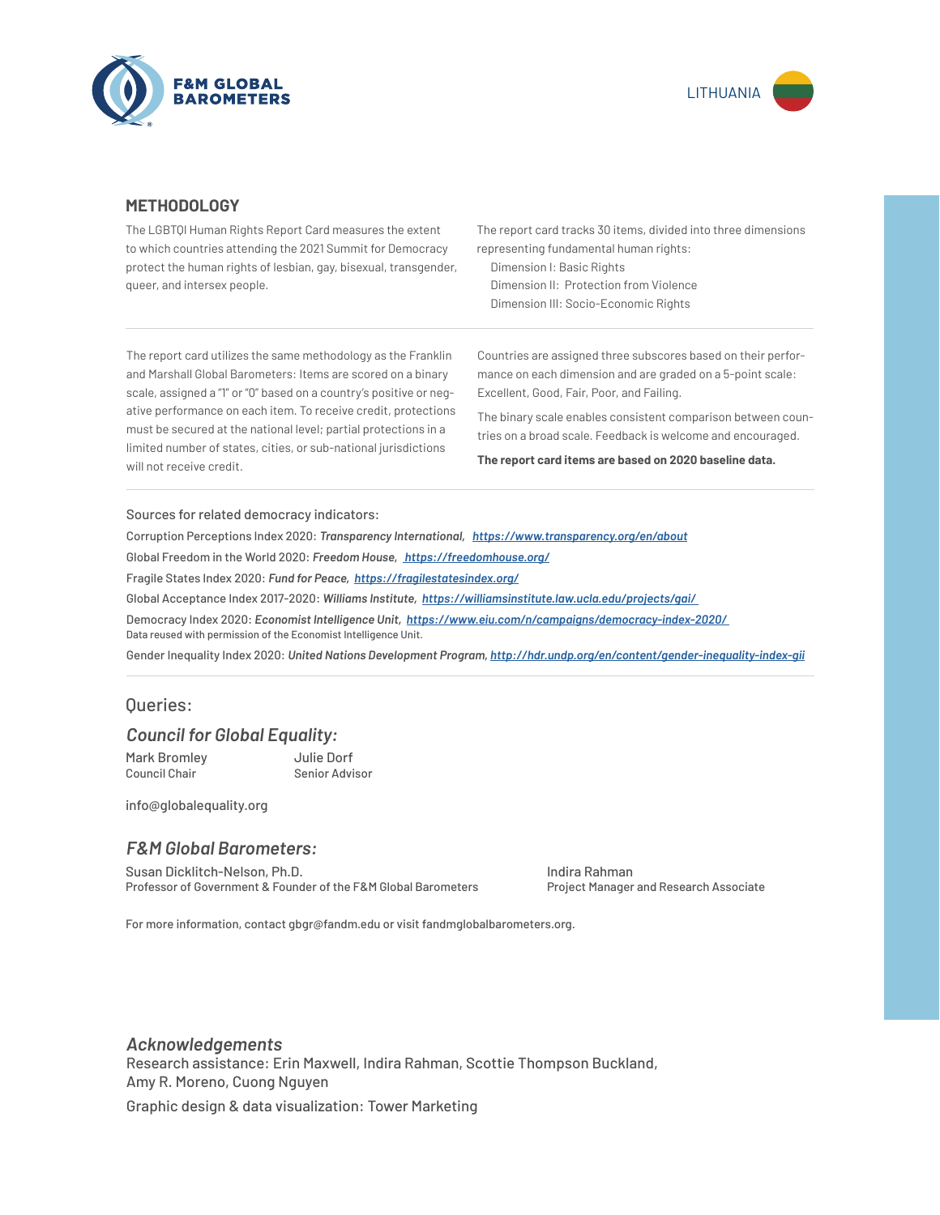F&M GLOBAL BAROMETERS

LITHUANIA

## METHODOLOGY

The LGBTQI Human Rights Report Card measures the extent to which countries attending the 2021 Summit for Democracy protect the human rights of lesbian, gay, bisexual, transgender, queer, and intersex people.

The report card tracks 30 items, divided into three dimensions representing fundamental human rights:

- Dimension I: Basic Rights
- Dimension II: Protection from Violence
- Dimension III: Socio-Economic Rights

The report card utilizes the same methodology as the Franklin and Marshall Global Barometers: Items are scored on a binary scale, assigned a "1" or "0" based on a country's positive or negative performance on each item. To receive credit, protections must be secured at the national level; partial protections in a limited number of states, cities, or sub-national jurisdictions will not receive credit.

Countries are assigned three subscores based on their performance on each dimension and are graded on a 5-point scale: Excellent, Good, Fair, Poor, and Failing.

The binary scale enables consistent comparison between countries on a broad scale. Feedback is welcome and encouraged.

**The report card items are based on 2020 baseline data.**

Sources for related democracy indicators:

Corruption Perceptions Index 2020: ***Transparency International,*** ***https://www.transparency.org/en/about***

Global Freedom in the World 2020: ***Freedom House,*** ***https://freedomhouse.org/***

Fragile States Index 2020: ***Fund for Peace,*** ***https://fragilestatesindex.org/***

Global Acceptance Index 2017-2020: ***Williams Institute,*** ***https://williamsinstitute.law.ucla.edu/projects/gai/***

Democracy Index 2020: ***Economist Intelligence Unit,*** ***https://www.eiu.com/n/campaigns/democracy-index-2020/***
Data reused with permission of the Economist Intelligence Unit.

Gender Inequality Index 2020: ***United Nations Development Program,*** ***http://hdr.undp.org/en/content/gender-inequality-index-gii***

## Queries:

### *Council for Global Equality:*

Mark Bromley
Council Chair

Julie Dorf
Senior Advisor

info@globalequality.org

### *F&M Global Barometers:*

Susan Dicklitch-Nelson, Ph.D.
Professor of Government & Founder of the F&M Global Barometers

Indira Rahman
Project Manager and Research Associate

For more information, contact gbgr@fandm.edu or visit fandmglobalbarometers.org.

### *Acknowledgements*

Research assistance: Erin Maxwell, Indira Rahman, Scottie Thompson Buckland, Amy R. Moreno, Cuong Nguyen

Graphic design & data visualization: Tower Marketing